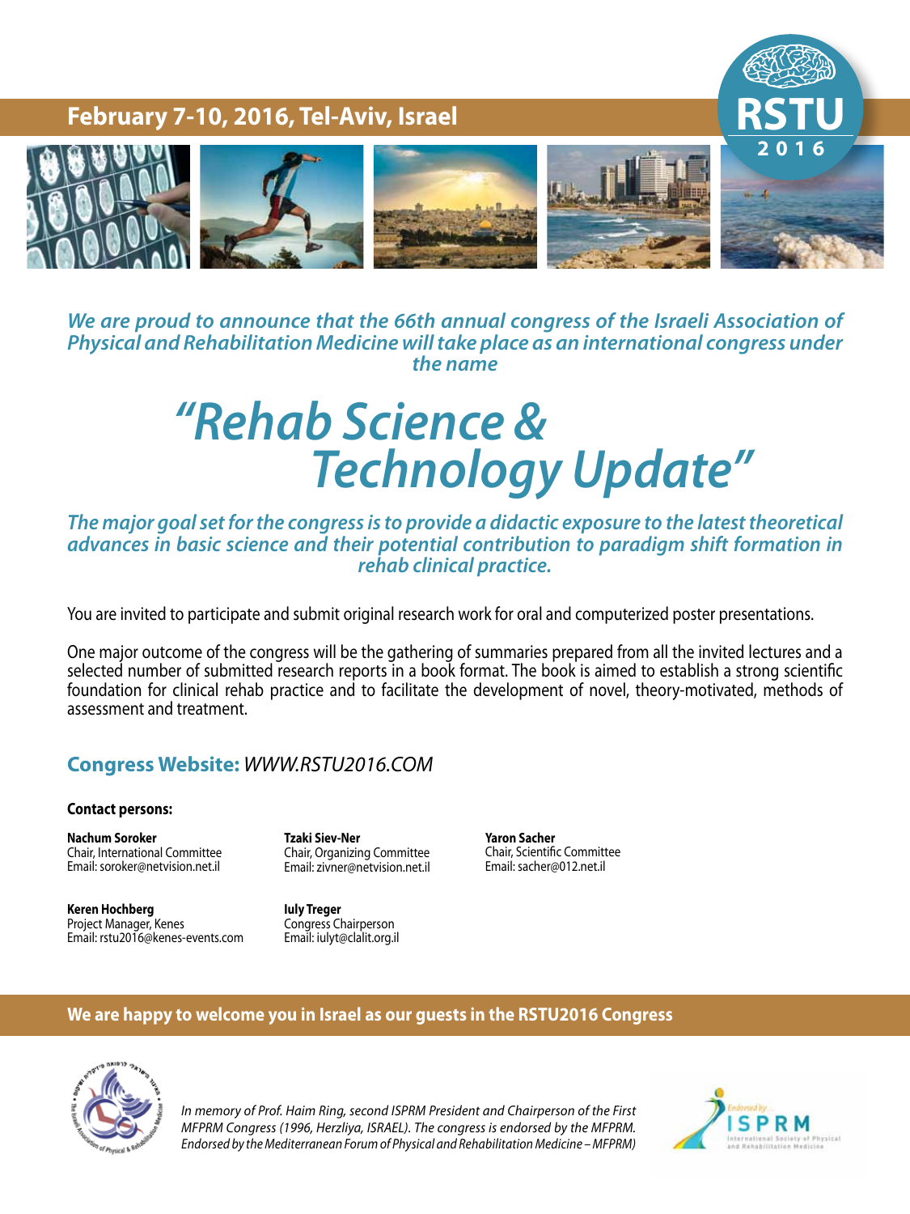## February 7-10, 2016, Tel-Aviv, Israel

**RSTU 2016**

*We are proud to announce that the 66th annual congress of the Israeli Association of Physical and Rehabilitation Medicine will take place as an international congress under the name*

# *"Rehab Science & Technology Update"*

*The major goal set for the congress is to provide a didactic exposure to the latest theoretical advances in basic science and their potential contribution to paradigm shift formation in rehab clinical practice.*

You are invited to participate and submit original research work for oral and computerized poster presentations.

One major outcome of the congress will be the gathering of summaries prepared from all the invited lectures and a selected number of submitted research reports in a book format. The book is aimed to establish a strong scientific foundation for clinical rehab practice and to facilitate the development of novel, theory-motivated, methods of assessment and treatment.

### Congress Website: *WWW.RSTU2016.COM*

**Contact persons:**

**Nachum Soroker**
Chair, International Committee
Email: soroker@netvision.net.il

**Tzaki Siev-Ner**
Chair, Organizing Committee
Email: zivner@netvision.net.il

**Yaron Sacher**
Chair, Scientific Committee
Email: sacher@012.net.il

**Keren Hochberg**
Project Manager, Kenes
Email: rstu2016@kenes-events.com

**Iuly Treger**
Congress Chairperson
Email: iulyt@clalit.org.il

**We are happy to welcome you in Israel as our guests in the RSTU2016 Congress**

*In memory of Prof. Haim Ring, second ISPRM President and Chairperson of the First MFPRM Congress (1996, Herzliya, ISRAEL). The congress is endorsed by the MFPRM. Endorsed by the Mediterranean Forum of Physical and Rehabilitation Medicine – MFPRM)*

Endorsed by ISPRM – International Society of Physical and Rehabilitation Medicine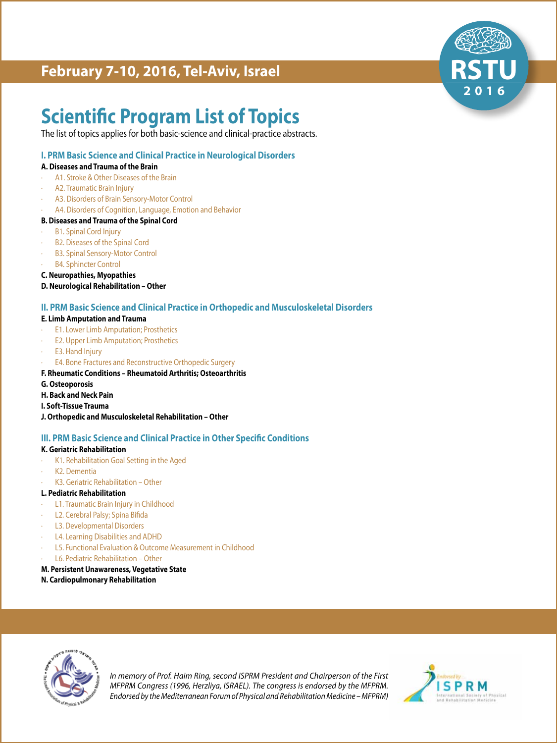February 7-10, 2016, Tel-Aviv, Israel

# Scientific Program List of Topics

The list of topics applies for both basic-science and clinical-practice abstracts.

## I. PRM Basic Science and Clinical Practice in Neurological Disorders

**A. Diseases and Trauma of the Brain**

- A1. Stroke & Other Diseases of the Brain
- A2. Traumatic Brain Injury
- A3. Disorders of Brain Sensory-Motor Control
- A4. Disorders of Cognition, Language, Emotion and Behavior

**B. Diseases and Trauma of the Spinal Cord**

- B1. Spinal Cord Injury
- B2. Diseases of the Spinal Cord
- B3. Spinal Sensory-Motor Control
- B4. Sphincter Control

**C. Neuropathies, Myopathies**

**D. Neurological Rehabilitation – Other**

## II. PRM Basic Science and Clinical Practice in Orthopedic and Musculoskeletal Disorders

**E. Limb Amputation and Trauma**

- E1. Lower Limb Amputation; Prosthetics
- E2. Upper Limb Amputation; Prosthetics
- E3. Hand Injury
- E4. Bone Fractures and Reconstructive Orthopedic Surgery

**F. Rheumatic Conditions – Rheumatoid Arthritis; Osteoarthritis**

**G. Osteoporosis**

**H. Back and Neck Pain**

**I. Soft-Tissue Trauma**

**J. Orthopedic and Musculoskeletal Rehabilitation – Other**

## III. PRM Basic Science and Clinical Practice in Other Specific Conditions

**K. Geriatric Rehabilitation**

- K1. Rehabilitation Goal Setting in the Aged
- K2. Dementia
- K3. Geriatric Rehabilitation – Other

**L. Pediatric Rehabilitation**

- L1. Traumatic Brain Injury in Childhood
- L2. Cerebral Palsy; Spina Bifida
- L3. Developmental Disorders
- L4. Learning Disabilities and ADHD
- L5. Functional Evaluation & Outcome Measurement in Childhood
- L6. Pediatric Rehabilitation – Other

**M. Persistent Unawareness, Vegetative State**

**N. Cardiopulmonary Rehabilitation**

*In memory of Prof. Haim Ring, second ISPRM President and Chairperson of the First MFPRM Congress (1996, Herzliya, ISRAEL). The congress is endorsed by the MFPRM. Endorsed by the Mediterranean Forum of Physical and Rehabilitation Medicine – MFPRM)*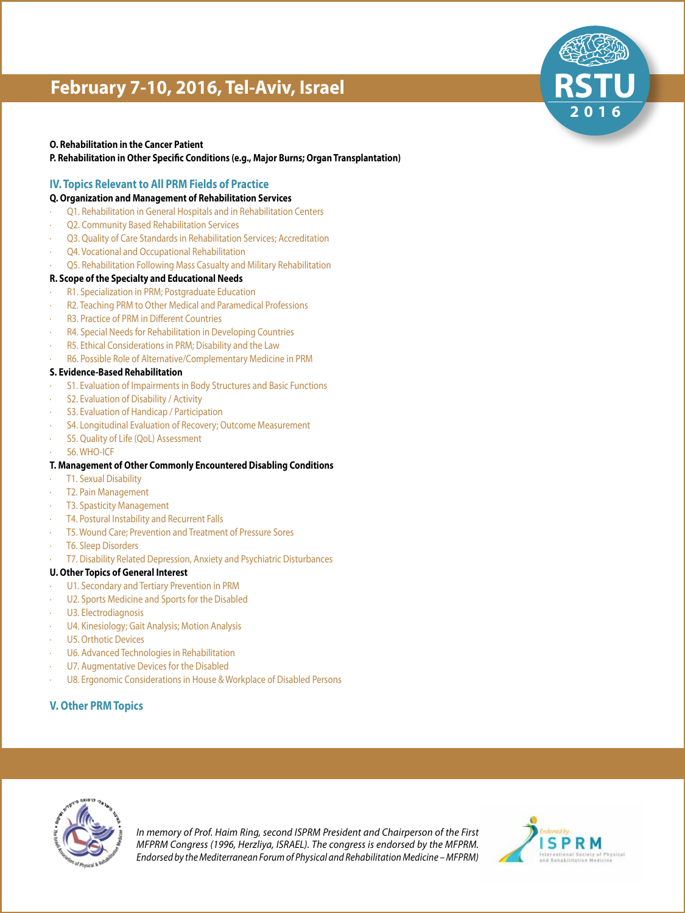**O. Rehabilitation in the Cancer Patient**

**P. Rehabilitation in Other Specific Conditions (e.g., Major Burns; Organ Transplantation)**

## IV. Topics Relevant to All PRM Fields of Practice

**Q. Organization and Management of Rehabilitation Services**

- Q1. Rehabilitation in General Hospitals and in Rehabilitation Centers
- Q2. Community Based Rehabilitation Services
- Q3. Quality of Care Standards in Rehabilitation Services; Accreditation
- Q4. Vocational and Occupational Rehabilitation
- Q5. Rehabilitation Following Mass Casualty and Military Rehabilitation

**R. Scope of the Specialty and Educational Needs**

- R1. Specialization in PRM; Postgraduate Education
- R2. Teaching PRM to Other Medical and Paramedical Professions
- R3. Practice of PRM in Different Countries
- R4. Special Needs for Rehabilitation in Developing Countries
- R5. Ethical Considerations in PRM; Disability and the Law
- R6. Possible Role of Alternative/Complementary Medicine in PRM

**S. Evidence-Based Rehabilitation**

- S1. Evaluation of Impairments in Body Structures and Basic Functions
- S2. Evaluation of Disability / Activity
- S3. Evaluation of Handicap / Participation
- S4. Longitudinal Evaluation of Recovery; Outcome Measurement
- S5. Quality of Life (QoL) Assessment
- S6. WHO-ICF

**T. Management of Other Commonly Encountered Disabling Conditions**

- T1. Sexual Disability
- T2. Pain Management
- T3. Spasticity Management
- T4. Postural Instability and Recurrent Falls
- T5. Wound Care; Prevention and Treatment of Pressure Sores
- T6. Sleep Disorders
- T7. Disability Related Depression, Anxiety and Psychiatric Disturbances

**U. Other Topics of General Interest**

- U1. Secondary and Tertiary Prevention in PRM
- U2. Sports Medicine and Sports for the Disabled
- U3. Electrodiagnosis
- U4. Kinesiology; Gait Analysis; Motion Analysis
- U5. Orthotic Devices
- U6. Advanced Technologies in Rehabilitation
- U7. Augmentative Devices for the Disabled
- U8. Ergonomic Considerations in House & Workplace of Disabled Persons

## V. Other PRM Topics

*In memory of Prof. Haim Ring, second ISPRM President and Chairperson of the First MFPRM Congress (1996, Herzliya, ISRAEL). The congress is endorsed by the MFPRM. Endorsed by the Mediterranean Forum of Physical and Rehabilitation Medicine – MFPRM)*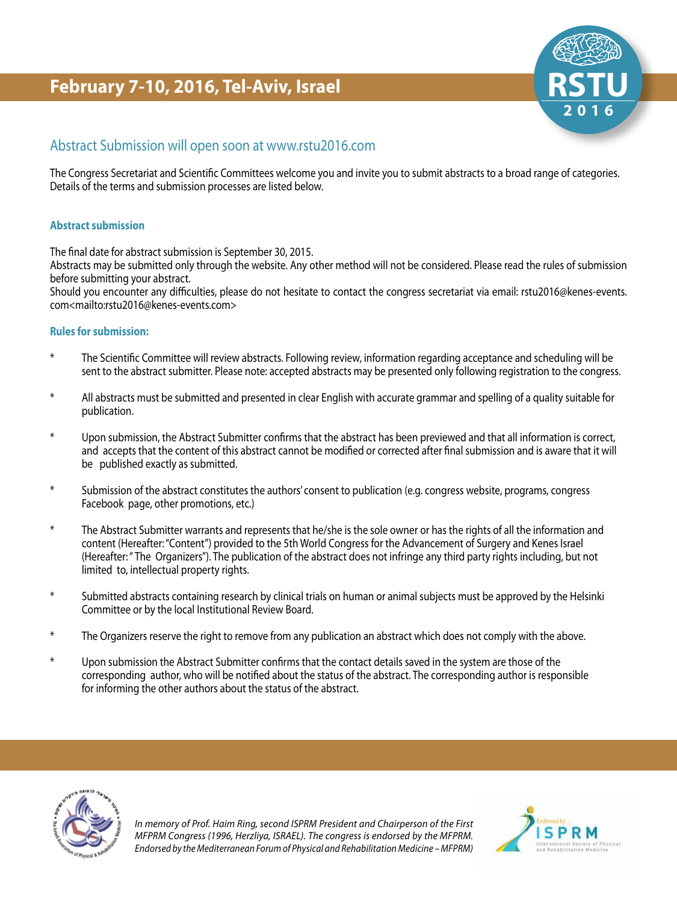## February 7-10, 2016, Tel-Aviv, Israel

RSTU 2016

### Abstract Submission will open soon at www.rstu2016.com

The Congress Secretariat and Scientific Committees welcome you and invite you to submit abstracts to a broad range of categories. Details of the terms and submission processes are listed below.

#### Abstract submission

The final date for abstract submission is September 30, 2015.
Abstracts may be submitted only through the website. Any other method will not be considered. Please read the rules of submission before submitting your abstract.
Should you encounter any difficulties, please do not hesitate to contact the congress secretariat via email: rstu2016@kenes-events.com<mailto:rstu2016@kenes-events.com>

#### Rules for submission:

* The Scientific Committee will review abstracts. Following review, information regarding acceptance and scheduling will be sent to the abstract submitter. Please note: accepted abstracts may be presented only following registration to the congress.

* All abstracts must be submitted and presented in clear English with accurate grammar and spelling of a quality suitable for publication.

* Upon submission, the Abstract Submitter confirms that the abstract has been previewed and that all information is correct, and accepts that the content of this abstract cannot be modified or corrected after final submission and is aware that it will be published exactly as submitted.

* Submission of the abstract constitutes the authors' consent to publication (e.g. congress website, programs, congress Facebook page, other promotions, etc.)

* The Abstract Submitter warrants and represents that he/she is the sole owner or has the rights of all the information and content (Hereafter: "Content") provided to the 5th World Congress for the Advancement of Surgery and Kenes Israel (Hereafter: " The Organizers"). The publication of the abstract does not infringe any third party rights including, but not limited to, intellectual property rights.

* Submitted abstracts containing research by clinical trials on human or animal subjects must be approved by the Helsinki Committee or by the local Institutional Review Board.

* The Organizers reserve the right to remove from any publication an abstract which does not comply with the above.

* Upon submission the Abstract Submitter confirms that the contact details saved in the system are those of the corresponding author, who will be notified about the status of the abstract. The corresponding author is responsible for informing the other authors about the status of the abstract.

*In memory of Prof. Haim Ring, second ISPRM President and Chairperson of the First MFPRM Congress (1996, Herzliya, ISRAEL). The congress is endorsed by the MFPRM. Endorsed by the Mediterranean Forum of Physical and Rehabilitation Medicine – MFPRM)*

Endorsed by ISPRM International Society of Physical and Rehabilitation Medicine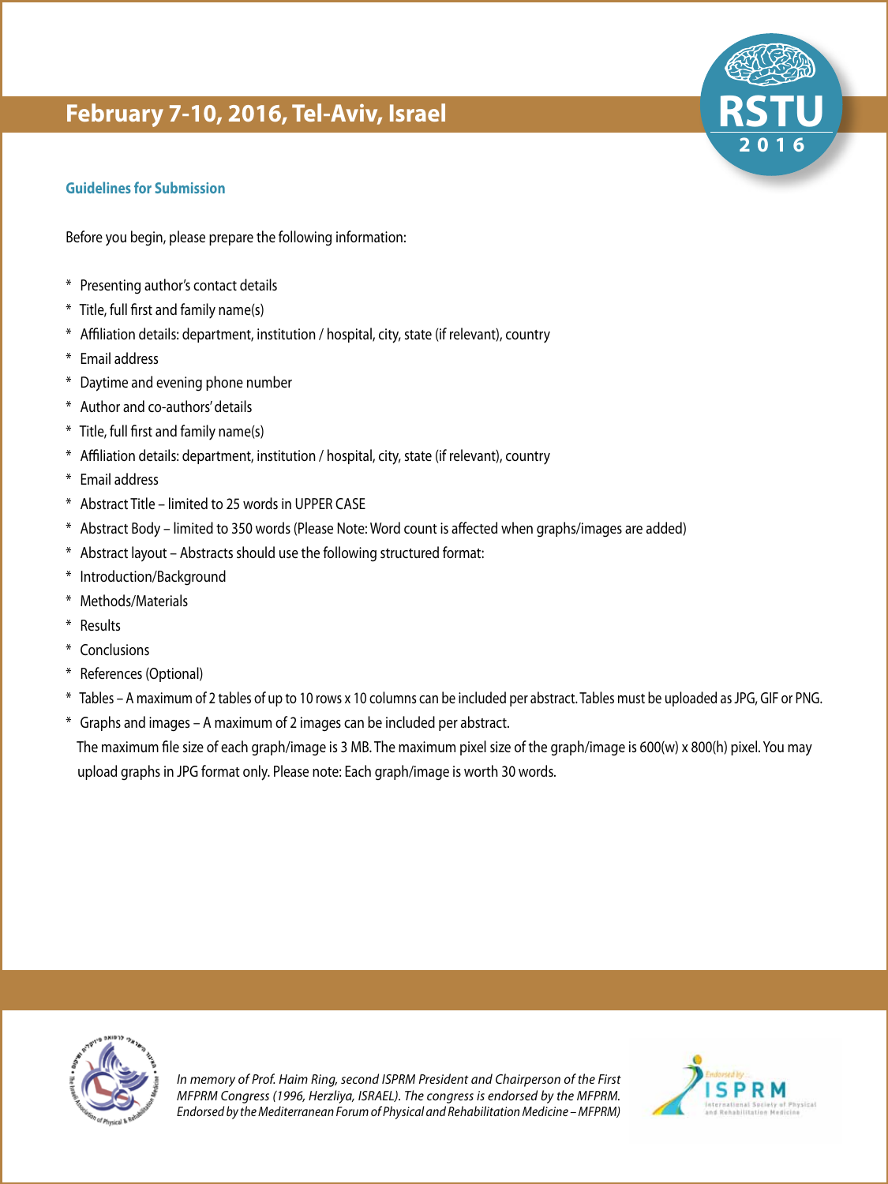## Guidelines for Submission

Before you begin, please prepare the following information:

* Presenting author's contact details
* Title, full first and family name(s)
* Affiliation details: department, institution / hospital, city, state (if relevant), country
* Email address
* Daytime and evening phone number
* Author and co-authors' details
* Title, full first and family name(s)
* Affiliation details: department, institution / hospital, city, state (if relevant), country
* Email address
* Abstract Title – limited to 25 words in UPPER CASE
* Abstract Body – limited to 350 words (Please Note: Word count is affected when graphs/images are added)
* Abstract layout – Abstracts should use the following structured format:
* Introduction/Background
* Methods/Materials
* Results
* Conclusions
* References (Optional)
* Tables – A maximum of 2 tables of up to 10 rows x 10 columns can be included per abstract. Tables must be uploaded as JPG, GIF or PNG.
* Graphs and images – A maximum of 2 images can be included per abstract.
  The maximum file size of each graph/image is 3 MB. The maximum pixel size of the graph/image is 600(w) x 800(h) pixel. You may upload graphs in JPG format only. Please note: Each graph/image is worth 30 words.

*In memory of Prof. Haim Ring, second ISPRM President and Chairperson of the First MFPRM Congress (1996, Herzliya, ISRAEL). The congress is endorsed by the MFPRM. Endorsed by the Mediterranean Forum of Physical and Rehabilitation Medicine – MFPRM)*